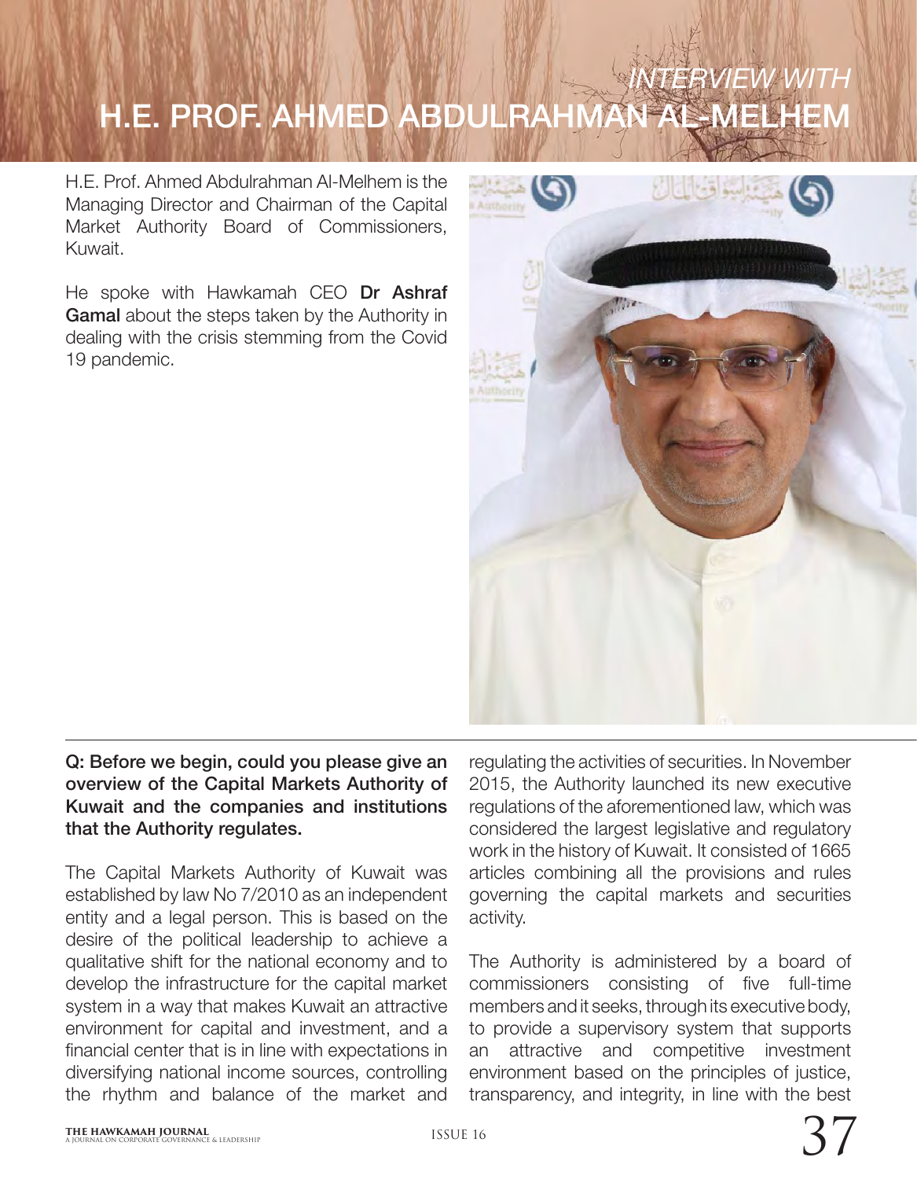# INTERVIEW WITH H.E. PROF. AHMED ABDULRAHMAN AL-MELHEM

H.E. Prof. Ahmed Abdulrahman Al-Melhem is the Managing Director and Chairman of the Capital Market Authority Board of Commissioners, Kuwait.

He spoke with Hawkamah CEO **Dr Ashraf Gamal** about the steps taken by the Authority in dealing with the crisis stemming from the Covid 19 pandemic.

**Q: Before we begin, could you please give an overview of the Capital Markets Authority of Kuwait and the companies and institutions that the Authority regulates.**

The Capital Markets Authority of Kuwait was established by law No 7/2010 as an independent entity and a legal person. This is based on the desire of the political leadership to achieve a qualitative shift for the national economy and to develop the infrastructure for the capital market system in a way that makes Kuwait an attractive environment for capital and investment, and a financial center that is in line with expectations in diversifying national income sources, controlling the rhythm and balance of the market and regulating the activities of securities. In November 2015, the Authority launched its new executive regulations of the aforementioned law, which was considered the largest legislative and regulatory work in the history of Kuwait. It consisted of 1665 articles combining all the provisions and rules governing the capital markets and securities activity.

The Authority is administered by a board of commissioners consisting of five full-time members and it seeks, through its executive body, to provide a supervisory system that supports an attractive and competitive investment environment based on the principles of justice, transparency, and integrity, in line with the best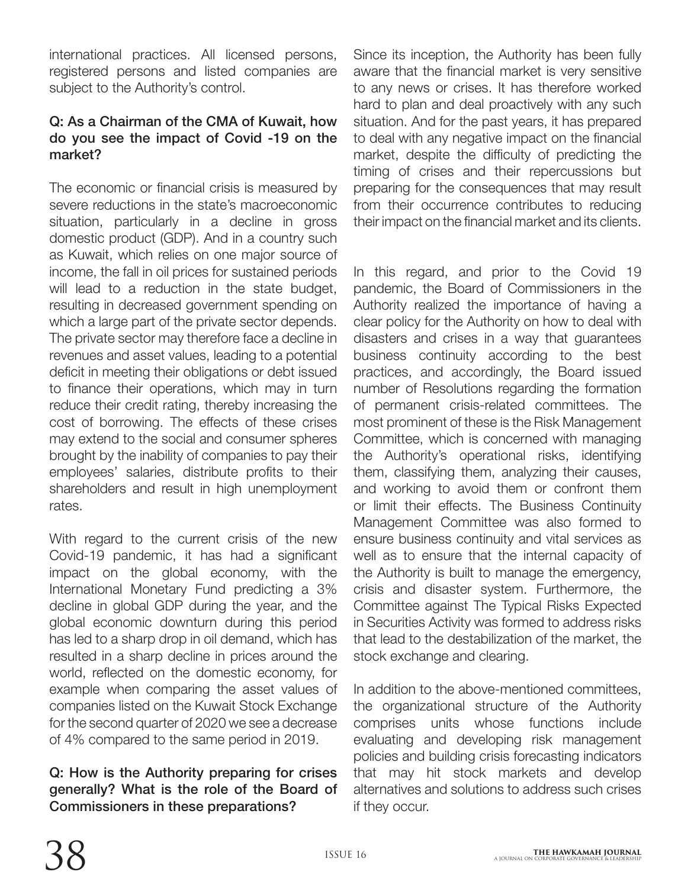international practices. All licensed persons, registered persons and listed companies are subject to the Authority's control.

**Q: As a Chairman of the CMA of Kuwait, how do you see the impact of Covid -19 on the market?**

The economic or financial crisis is measured by severe reductions in the state's macroeconomic situation, particularly in a decline in gross domestic product (GDP). And in a country such as Kuwait, which relies on one major source of income, the fall in oil prices for sustained periods will lead to a reduction in the state budget, resulting in decreased government spending on which a large part of the private sector depends. The private sector may therefore face a decline in revenues and asset values, leading to a potential deficit in meeting their obligations or debt issued to finance their operations, which may in turn reduce their credit rating, thereby increasing the cost of borrowing. The effects of these crises may extend to the social and consumer spheres brought by the inability of companies to pay their employees' salaries, distribute profits to their shareholders and result in high unemployment rates.

With regard to the current crisis of the new Covid-19 pandemic, it has had a significant impact on the global economy, with the International Monetary Fund predicting a 3% decline in global GDP during the year, and the global economic downturn during this period has led to a sharp drop in oil demand, which has resulted in a sharp decline in prices around the world, reflected on the domestic economy, for example when comparing the asset values of companies listed on the Kuwait Stock Exchange for the second quarter of 2020 we see a decrease of 4% compared to the same period in 2019.

**Q: How is the Authority preparing for crises generally? What is the role of the Board of Commissioners in these preparations?**

Since its inception, the Authority has been fully aware that the financial market is very sensitive to any news or crises. It has therefore worked hard to plan and deal proactively with any such situation. And for the past years, it has prepared to deal with any negative impact on the financial market, despite the difficulty of predicting the timing of crises and their repercussions but preparing for the consequences that may result from their occurrence contributes to reducing their impact on the financial market and its clients.

In this regard, and prior to the Covid 19 pandemic, the Board of Commissioners in the Authority realized the importance of having a clear policy for the Authority on how to deal with disasters and crises in a way that guarantees business continuity according to the best practices, and accordingly, the Board issued number of Resolutions regarding the formation of permanent crisis-related committees. The most prominent of these is the Risk Management Committee, which is concerned with managing the Authority's operational risks, identifying them, classifying them, analyzing their causes, and working to avoid them or confront them or limit their effects. The Business Continuity Management Committee was also formed to ensure business continuity and vital services as well as to ensure that the internal capacity of the Authority is built to manage the emergency, crisis and disaster system. Furthermore, the Committee against The Typical Risks Expected in Securities Activity was formed to address risks that lead to the destabilization of the market, the stock exchange and clearing.

In addition to the above-mentioned committees, the organizational structure of the Authority comprises units whose functions include evaluating and developing risk management policies and building crisis forecasting indicators that may hit stock markets and develop alternatives and solutions to address such crises if they occur.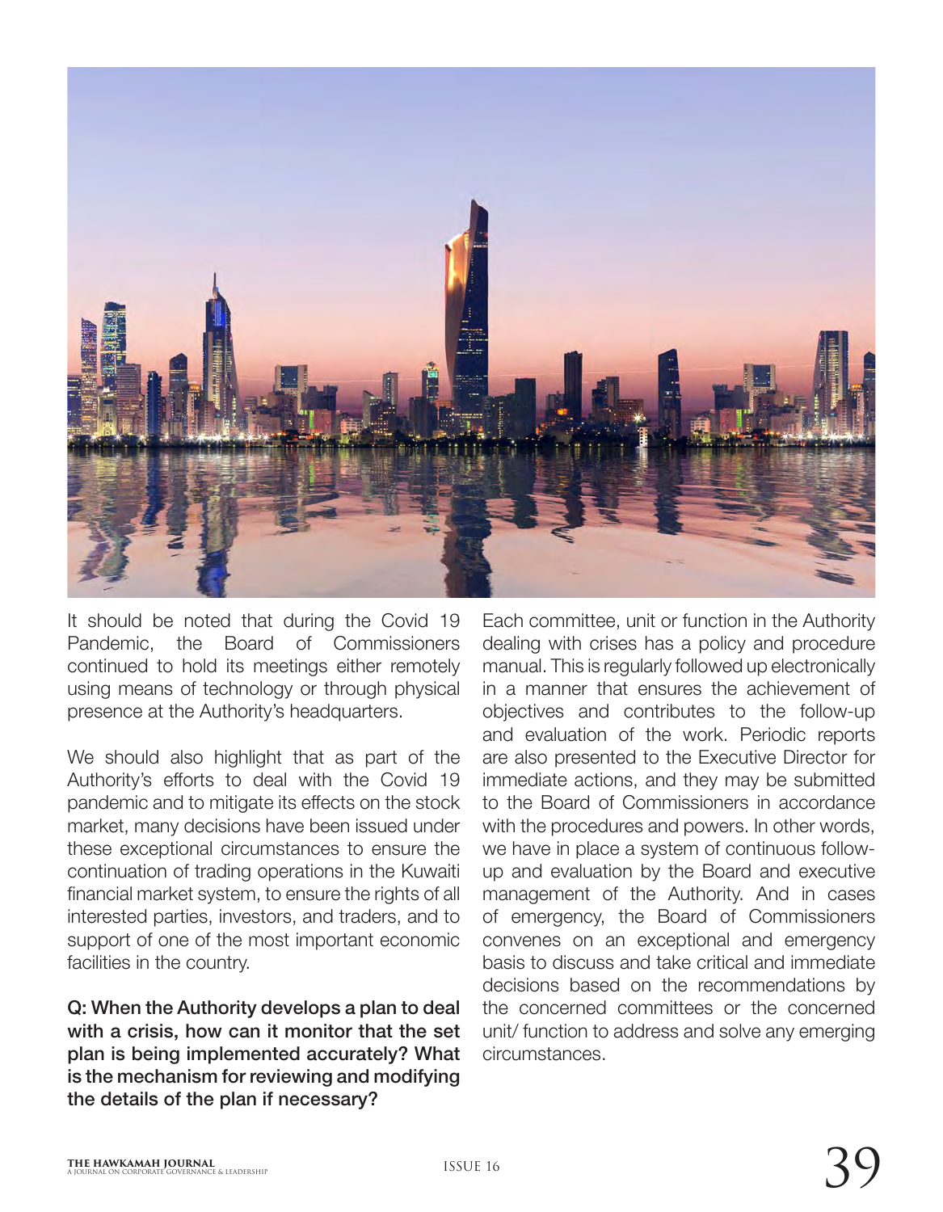It should be noted that during the Covid 19 Pandemic, the Board of Commissioners continued to hold its meetings either remotely using means of technology or through physical presence at the Authority's headquarters.

We should also highlight that as part of the Authority's efforts to deal with the Covid 19 pandemic and to mitigate its effects on the stock market, many decisions have been issued under these exceptional circumstances to ensure the continuation of trading operations in the Kuwaiti financial market system, to ensure the rights of all interested parties, investors, and traders, and to support of one of the most important economic facilities in the country.

**Q: When the Authority develops a plan to deal with a crisis, how can it monitor that the set plan is being implemented accurately? What is the mechanism for reviewing and modifying the details of the plan if necessary?**

Each committee, unit or function in the Authority dealing with crises has a policy and procedure manual. This is regularly followed up electronically in a manner that ensures the achievement of objectives and contributes to the follow-up and evaluation of the work. Periodic reports are also presented to the Executive Director for immediate actions, and they may be submitted to the Board of Commissioners in accordance with the procedures and powers. In other words, we have in place a system of continuous follow-up and evaluation by the Board and executive management of the Authority. And in cases of emergency, the Board of Commissioners convenes on an exceptional and emergency basis to discuss and take critical and immediate decisions based on the recommendations by the concerned committees or the concerned unit/ function to address and solve any emerging circumstances.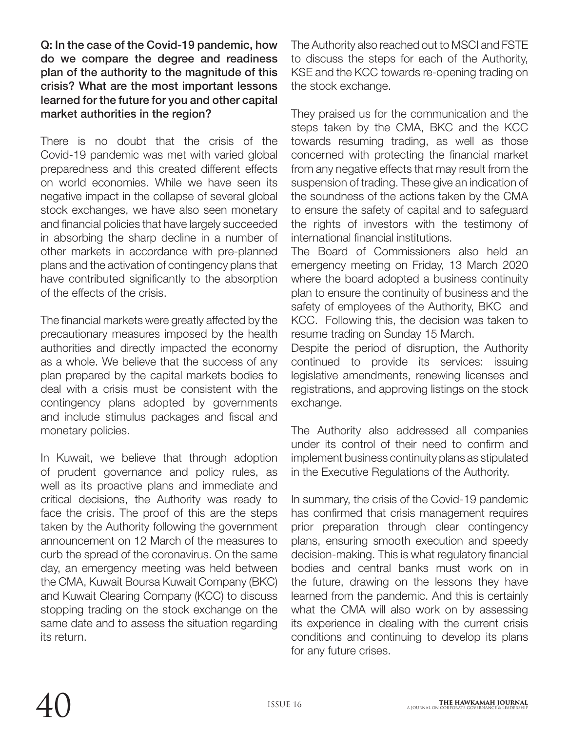**Q: In the case of the Covid-19 pandemic, how do we compare the degree and readiness plan of the authority to the magnitude of this crisis? What are the most important lessons learned for the future for you and other capital market authorities in the region?**

There is no doubt that the crisis of the Covid-19 pandemic was met with varied global preparedness and this created different effects on world economies. While we have seen its negative impact in the collapse of several global stock exchanges, we have also seen monetary and financial policies that have largely succeeded in absorbing the sharp decline in a number of other markets in accordance with pre-planned plans and the activation of contingency plans that have contributed significantly to the absorption of the effects of the crisis.

The financial markets were greatly affected by the precautionary measures imposed by the health authorities and directly impacted the economy as a whole. We believe that the success of any plan prepared by the capital markets bodies to deal with a crisis must be consistent with the contingency plans adopted by governments and include stimulus packages and fiscal and monetary policies.

In Kuwait, we believe that through adoption of prudent governance and policy rules, as well as its proactive plans and immediate and critical decisions, the Authority was ready to face the crisis. The proof of this are the steps taken by the Authority following the government announcement on 12 March of the measures to curb the spread of the coronavirus. On the same day, an emergency meeting was held between the CMA, Kuwait Boursa Kuwait Company (BKC) and Kuwait Clearing Company (KCC) to discuss stopping trading on the stock exchange on the same date and to assess the situation regarding its return.

The Authority also reached out to MSCI and FSTE to discuss the steps for each of the Authority, KSE and the KCC towards re-opening trading on the stock exchange.

They praised us for the communication and the steps taken by the CMA, BKC and the KCC towards resuming trading, as well as those concerned with protecting the financial market from any negative effects that may result from the suspension of trading. These give an indication of the soundness of the actions taken by the CMA to ensure the safety of capital and to safeguard the rights of investors with the testimony of international financial institutions.

The Board of Commissioners also held an emergency meeting on Friday, 13 March 2020 where the board adopted a business continuity plan to ensure the continuity of business and the safety of employees of the Authority, BKC and KCC. Following this, the decision was taken to resume trading on Sunday 15 March.

Despite the period of disruption, the Authority continued to provide its services: issuing legislative amendments, renewing licenses and registrations, and approving listings on the stock exchange.

The Authority also addressed all companies under its control of their need to confirm and implement business continuity plans as stipulated in the Executive Regulations of the Authority.

In summary, the crisis of the Covid-19 pandemic has confirmed that crisis management requires prior preparation through clear contingency plans, ensuring smooth execution and speedy decision-making. This is what regulatory financial bodies and central banks must work on in the future, drawing on the lessons they have learned from the pandemic. And this is certainly what the CMA will also work on by assessing its experience in dealing with the current crisis conditions and continuing to develop its plans for any future crises.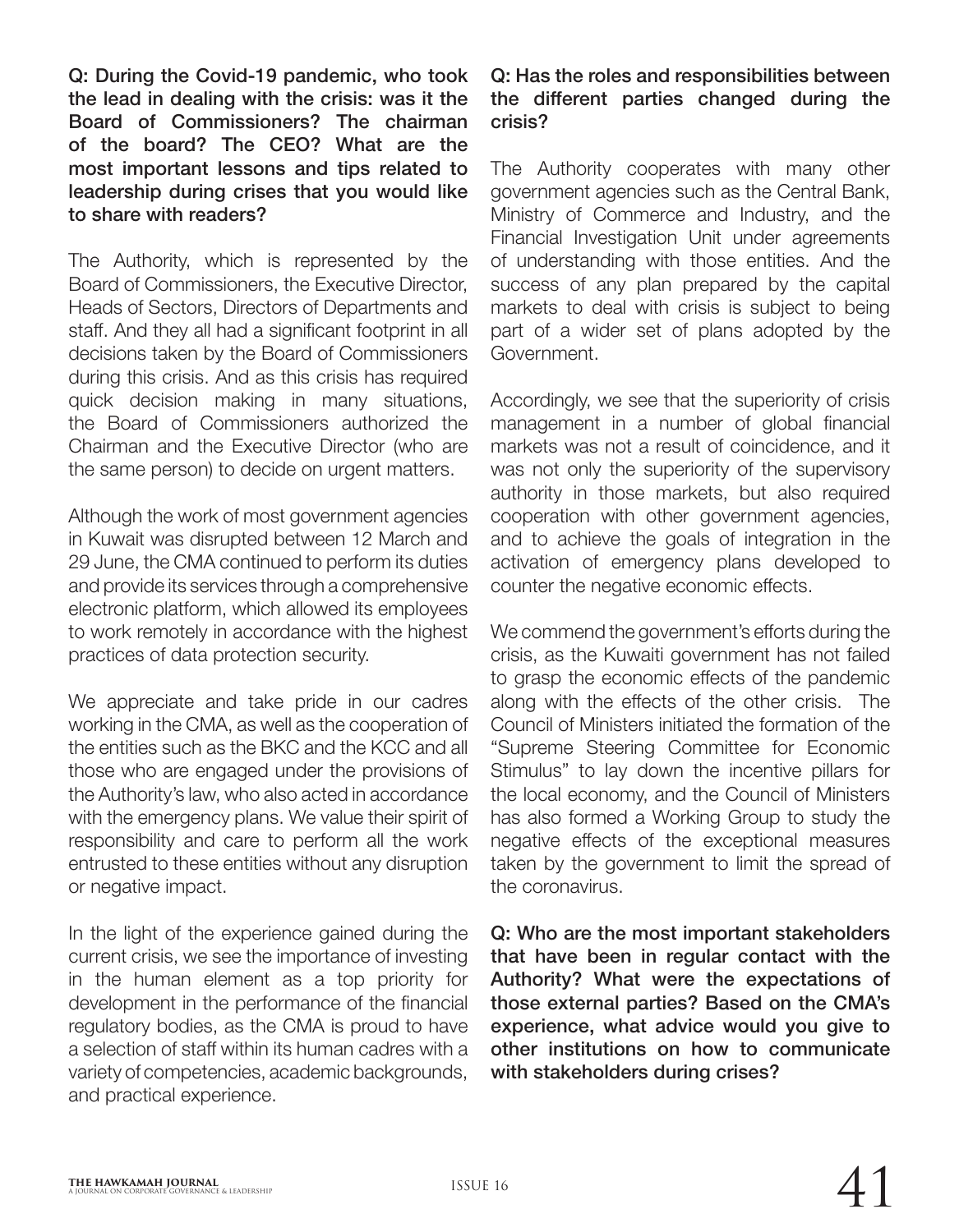**Q: During the Covid-19 pandemic, who took the lead in dealing with the crisis: was it the Board of Commissioners? The chairman of the board? The CEO? What are the most important lessons and tips related to leadership during crises that you would like to share with readers?**

The Authority, which is represented by the Board of Commissioners, the Executive Director, Heads of Sectors, Directors of Departments and staff. And they all had a significant footprint in all decisions taken by the Board of Commissioners during this crisis. And as this crisis has required quick decision making in many situations, the Board of Commissioners authorized the Chairman and the Executive Director (who are the same person) to decide on urgent matters.

Although the work of most government agencies in Kuwait was disrupted between 12 March and 29 June, the CMA continued to perform its duties and provide its services through a comprehensive electronic platform, which allowed its employees to work remotely in accordance with the highest practices of data protection security.

We appreciate and take pride in our cadres working in the CMA, as well as the cooperation of the entities such as the BKC and the KCC and all those who are engaged under the provisions of the Authority's law, who also acted in accordance with the emergency plans. We value their spirit of responsibility and care to perform all the work entrusted to these entities without any disruption or negative impact.

In the light of the experience gained during the current crisis, we see the importance of investing in the human element as a top priority for development in the performance of the financial regulatory bodies, as the CMA is proud to have a selection of staff within its human cadres with a variety of competencies, academic backgrounds, and practical experience.

**Q: Has the roles and responsibilities between the different parties changed during the crisis?**

The Authority cooperates with many other government agencies such as the Central Bank, Ministry of Commerce and Industry, and the Financial Investigation Unit under agreements of understanding with those entities. And the success of any plan prepared by the capital markets to deal with crisis is subject to being part of a wider set of plans adopted by the Government.

Accordingly, we see that the superiority of crisis management in a number of global financial markets was not a result of coincidence, and it was not only the superiority of the supervisory authority in those markets, but also required cooperation with other government agencies, and to achieve the goals of integration in the activation of emergency plans developed to counter the negative economic effects.

We commend the government's efforts during the crisis, as the Kuwaiti government has not failed to grasp the economic effects of the pandemic along with the effects of the other crisis. The Council of Ministers initiated the formation of the "Supreme Steering Committee for Economic Stimulus" to lay down the incentive pillars for the local economy, and the Council of Ministers has also formed a Working Group to study the negative effects of the exceptional measures taken by the government to limit the spread of the coronavirus.

**Q: Who are the most important stakeholders that have been in regular contact with the Authority? What were the expectations of those external parties? Based on the CMA's experience, what advice would you give to other institutions on how to communicate with stakeholders during crises?**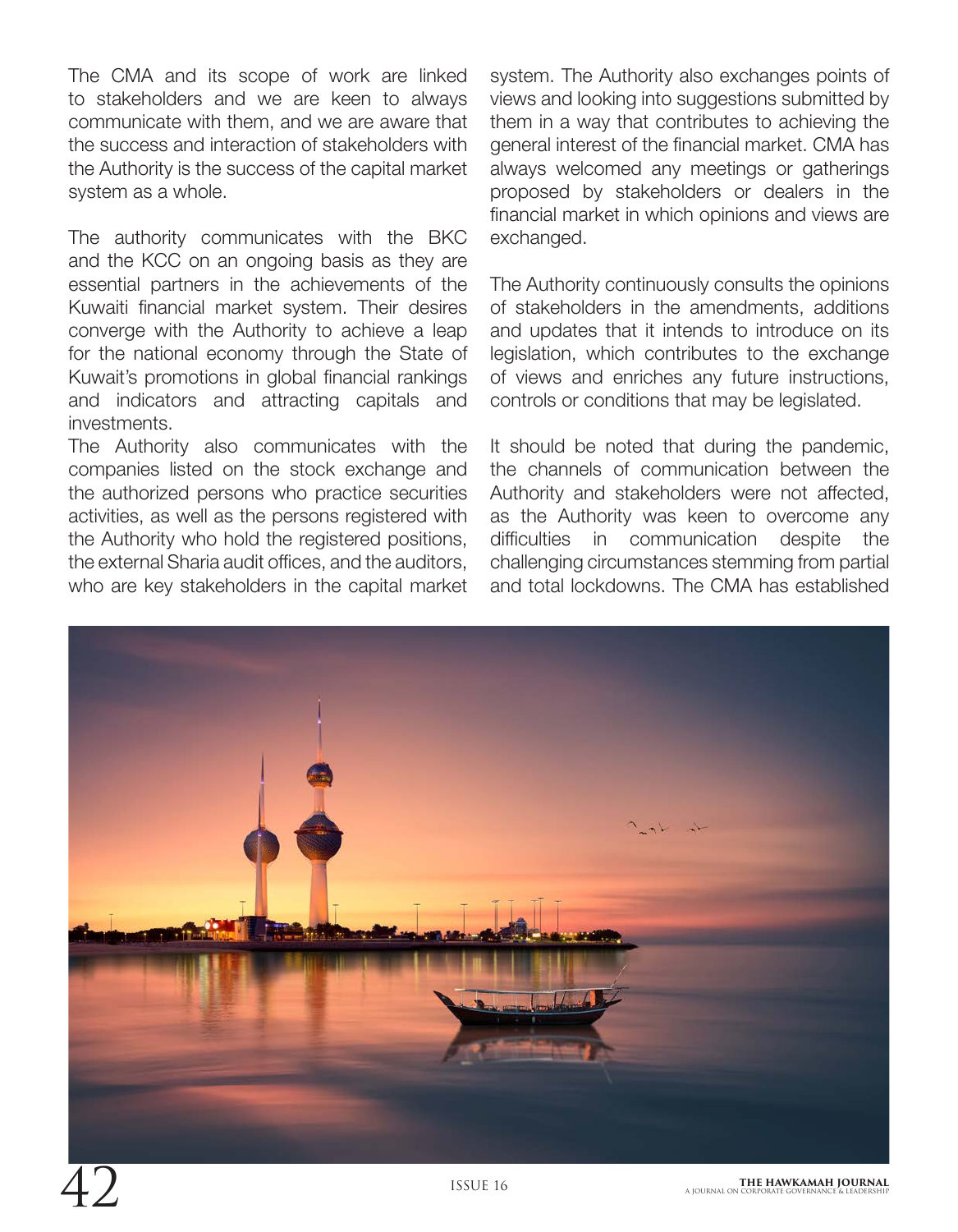The CMA and its scope of work are linked to stakeholders and we are keen to always communicate with them, and we are aware that the success and interaction of stakeholders with the Authority is the success of the capital market system as a whole.

The authority communicates with the BKC and the KCC on an ongoing basis as they are essential partners in the achievements of the Kuwaiti financial market system. Their desires converge with the Authority to achieve a leap for the national economy through the State of Kuwait's promotions in global financial rankings and indicators and attracting capitals and investments.

The Authority also communicates with the companies listed on the stock exchange and the authorized persons who practice securities activities, as well as the persons registered with the Authority who hold the registered positions, the external Sharia audit offices, and the auditors, who are key stakeholders in the capital market system. The Authority also exchanges points of views and looking into suggestions submitted by them in a way that contributes to achieving the general interest of the financial market. CMA has always welcomed any meetings or gatherings proposed by stakeholders or dealers in the financial market in which opinions and views are exchanged.

The Authority continuously consults the opinions of stakeholders in the amendments, additions and updates that it intends to introduce on its legislation, which contributes to the exchange of views and enriches any future instructions, controls or conditions that may be legislated.

It should be noted that during the pandemic, the channels of communication between the Authority and stakeholders were not affected, as the Authority was keen to overcome any difficulties in communication despite the challenging circumstances stemming from partial and total lockdowns. The CMA has established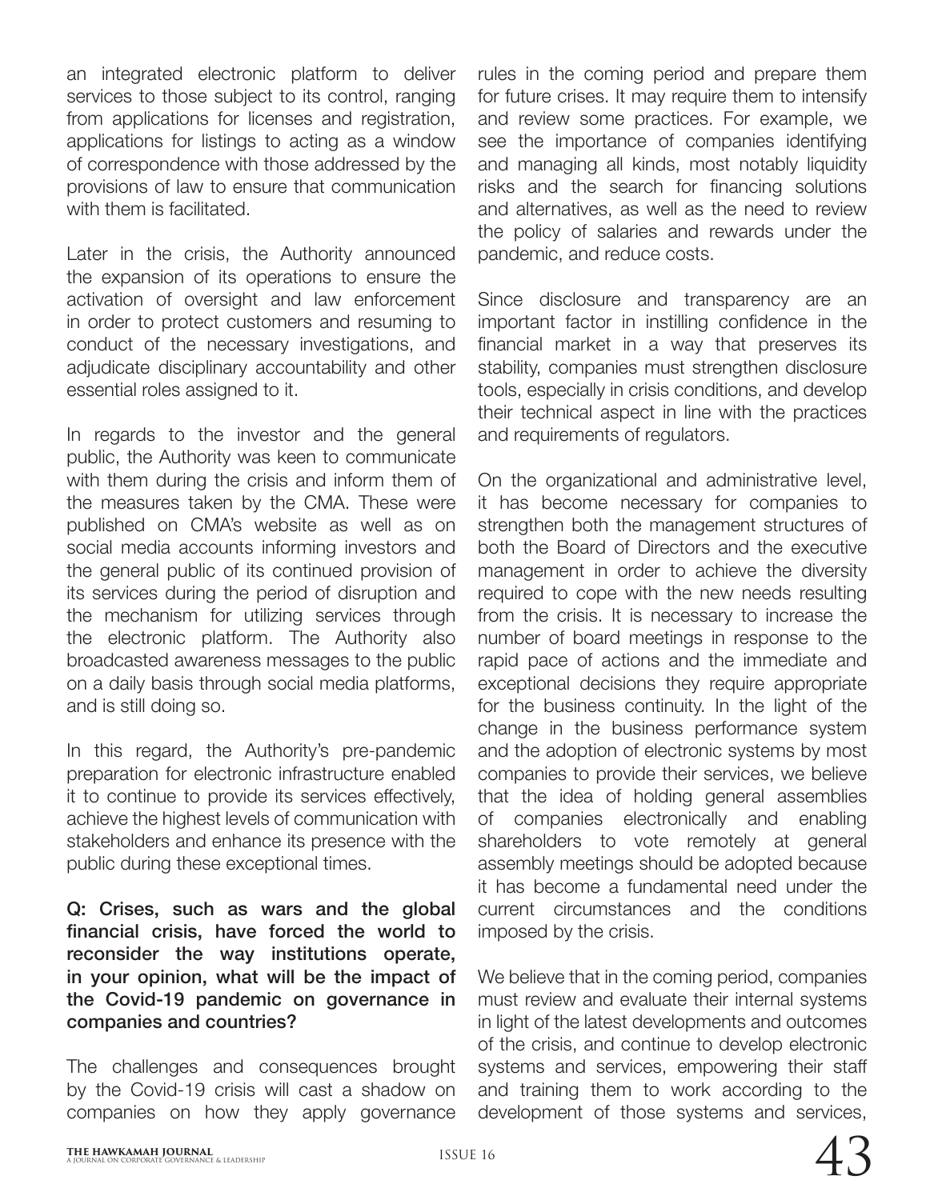an integrated electronic platform to deliver services to those subject to its control, ranging from applications for licenses and registration, applications for listings to acting as a window of correspondence with those addressed by the provisions of law to ensure that communication with them is facilitated.

Later in the crisis, the Authority announced the expansion of its operations to ensure the activation of oversight and law enforcement in order to protect customers and resuming to conduct of the necessary investigations, and adjudicate disciplinary accountability and other essential roles assigned to it.

In regards to the investor and the general public, the Authority was keen to communicate with them during the crisis and inform them of the measures taken by the CMA. These were published on CMA's website as well as on social media accounts informing investors and the general public of its continued provision of its services during the period of disruption and the mechanism for utilizing services through the electronic platform. The Authority also broadcasted awareness messages to the public on a daily basis through social media platforms, and is still doing so.

In this regard, the Authority's pre-pandemic preparation for electronic infrastructure enabled it to continue to provide its services effectively, achieve the highest levels of communication with stakeholders and enhance its presence with the public during these exceptional times.

**Q: Crises, such as wars and the global financial crisis, have forced the world to reconsider the way institutions operate, in your opinion, what will be the impact of the Covid-19 pandemic on governance in companies and countries?**

The challenges and consequences brought by the Covid-19 crisis will cast a shadow on companies on how they apply governance rules in the coming period and prepare them for future crises. It may require them to intensify and review some practices. For example, we see the importance of companies identifying and managing all kinds, most notably liquidity risks and the search for financing solutions and alternatives, as well as the need to review the policy of salaries and rewards under the pandemic, and reduce costs.

Since disclosure and transparency are an important factor in instilling confidence in the financial market in a way that preserves its stability, companies must strengthen disclosure tools, especially in crisis conditions, and develop their technical aspect in line with the practices and requirements of regulators.

On the organizational and administrative level, it has become necessary for companies to strengthen both the management structures of both the Board of Directors and the executive management in order to achieve the diversity required to cope with the new needs resulting from the crisis. It is necessary to increase the number of board meetings in response to the rapid pace of actions and the immediate and exceptional decisions they require appropriate for the business continuity. In the light of the change in the business performance system and the adoption of electronic systems by most companies to provide their services, we believe that the idea of holding general assemblies of companies electronically and enabling shareholders to vote remotely at general assembly meetings should be adopted because it has become a fundamental need under the current circumstances and the conditions imposed by the crisis.

We believe that in the coming period, companies must review and evaluate their internal systems in light of the latest developments and outcomes of the crisis, and continue to develop electronic systems and services, empowering their staff and training them to work according to the development of those systems and services,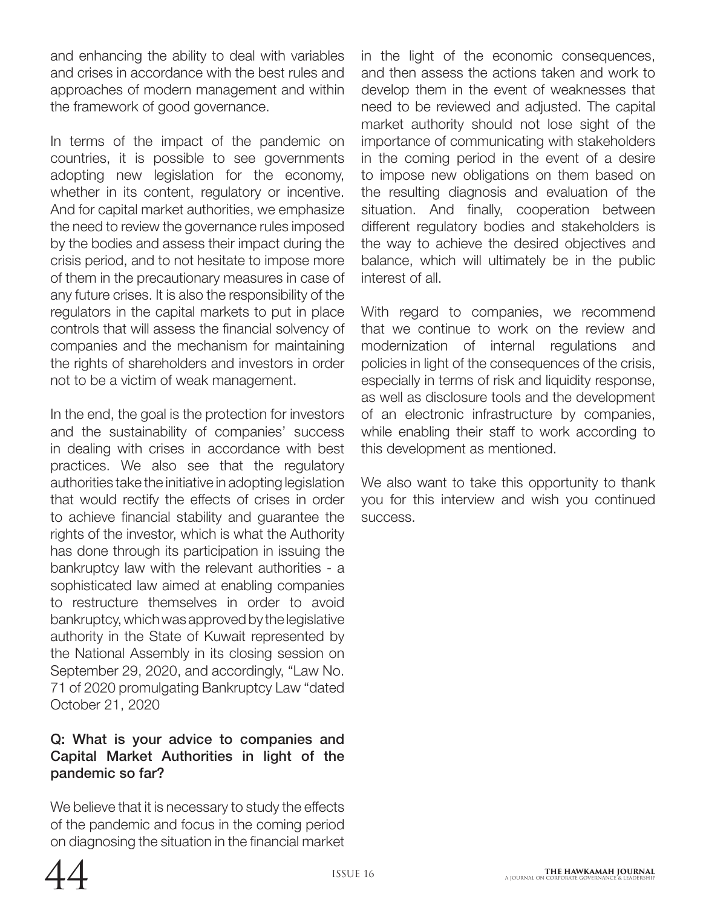and enhancing the ability to deal with variables and crises in accordance with the best rules and approaches of modern management and within the framework of good governance.

In terms of the impact of the pandemic on countries, it is possible to see governments adopting new legislation for the economy, whether in its content, regulatory or incentive. And for capital market authorities, we emphasize the need to review the governance rules imposed by the bodies and assess their impact during the crisis period, and to not hesitate to impose more of them in the precautionary measures in case of any future crises. It is also the responsibility of the regulators in the capital markets to put in place controls that will assess the financial solvency of companies and the mechanism for maintaining the rights of shareholders and investors in order not to be a victim of weak management.

In the end, the goal is the protection for investors and the sustainability of companies' success in dealing with crises in accordance with best practices. We also see that the regulatory authorities take the initiative in adopting legislation that would rectify the effects of crises in order to achieve financial stability and guarantee the rights of the investor, which is what the Authority has done through its participation in issuing the bankruptcy law with the relevant authorities - a sophisticated law aimed at enabling companies to restructure themselves in order to avoid bankruptcy, which was approved by the legislative authority in the State of Kuwait represented by the National Assembly in its closing session on September 29, 2020, and accordingly, "Law No. 71 of 2020 promulgating Bankruptcy Law "dated October 21, 2020

**Q: What is your advice to companies and Capital Market Authorities in light of the pandemic so far?**

We believe that it is necessary to study the effects of the pandemic and focus in the coming period on diagnosing the situation in the financial market in the light of the economic consequences, and then assess the actions taken and work to develop them in the event of weaknesses that need to be reviewed and adjusted. The capital market authority should not lose sight of the importance of communicating with stakeholders in the coming period in the event of a desire to impose new obligations on them based on the resulting diagnosis and evaluation of the situation. And finally, cooperation between different regulatory bodies and stakeholders is the way to achieve the desired objectives and balance, which will ultimately be in the public interest of all.

With regard to companies, we recommend that we continue to work on the review and modernization of internal regulations and policies in light of the consequences of the crisis, especially in terms of risk and liquidity response, as well as disclosure tools and the development of an electronic infrastructure by companies, while enabling their staff to work according to this development as mentioned.

We also want to take this opportunity to thank you for this interview and wish you continued success.